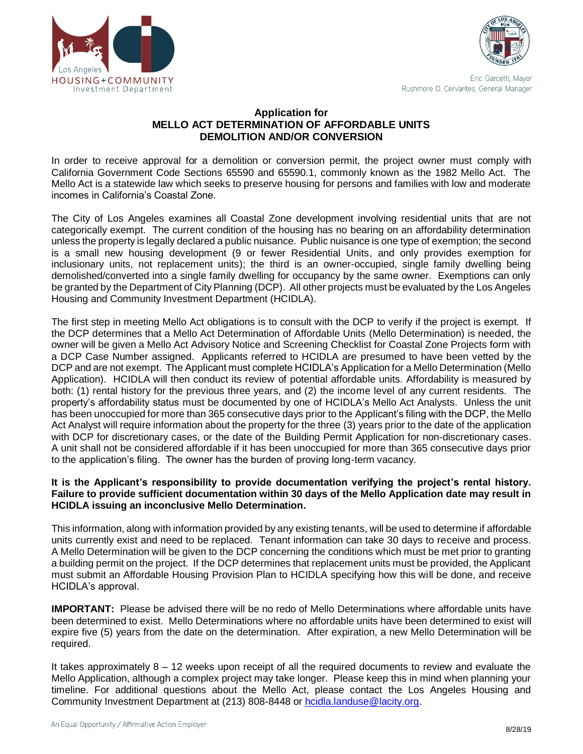Los Angeles HOUSING+COMMUNITY Investment Department

Eric Garcetti, Mayor
Rushmore D. Cervantes, General Manager

# Application for
# MELLO ACT DETERMINATION OF AFFORDABLE UNITS
# DEMOLITION AND/OR CONVERSION

In order to receive approval for a demolition or conversion permit, the project owner must comply with California Government Code Sections 65590 and 65590.1, commonly known as the 1982 Mello Act. The Mello Act is a statewide law which seeks to preserve housing for persons and families with low and moderate incomes in California's Coastal Zone.

The City of Los Angeles examines all Coastal Zone development involving residential units that are not categorically exempt. The current condition of the housing has no bearing on an affordability determination unless the property is legally declared a public nuisance. Public nuisance is one type of exemption; the second is a small new housing development (9 or fewer Residential Units, and only provides exemption for inclusionary units, not replacement units); the third is an owner-occupied, single family dwelling being demolished/converted into a single family dwelling for occupancy by the same owner. Exemptions can only be granted by the Department of City Planning (DCP). All other projects must be evaluated by the Los Angeles Housing and Community Investment Department (HCIDLA).

The first step in meeting Mello Act obligations is to consult with the DCP to verify if the project is exempt. If the DCP determines that a Mello Act Determination of Affordable Units (Mello Determination) is needed, the owner will be given a Mello Act Advisory Notice and Screening Checklist for Coastal Zone Projects form with a DCP Case Number assigned. Applicants referred to HCIDLA are presumed to have been vetted by the DCP and are not exempt. The Applicant must complete HCIDLA's Application for a Mello Determination (Mello Application). HCIDLA will then conduct its review of potential affordable units. Affordability is measured by both: (1) rental history for the previous three years, and (2) the income level of any current residents. The property's affordability status must be documented by one of HCIDLA's Mello Act Analysts. Unless the unit has been unoccupied for more than 365 consecutive days prior to the Applicant's filing with the DCP, the Mello Act Analyst will require information about the property for the three (3) years prior to the date of the application with DCP for discretionary cases, or the date of the Building Permit Application for non-discretionary cases. A unit shall not be considered affordable if it has been unoccupied for more than 365 consecutive days prior to the application's filing. The owner has the burden of proving long-term vacancy.

**It is the Applicant's responsibility to provide documentation verifying the project's rental history. Failure to provide sufficient documentation within 30 days of the Mello Application date may result in HCIDLA issuing an inconclusive Mello Determination.**

This information, along with information provided by any existing tenants, will be used to determine if affordable units currently exist and need to be replaced. Tenant information can take 30 days to receive and process. A Mello Determination will be given to the DCP concerning the conditions which must be met prior to granting a building permit on the project. If the DCP determines that replacement units must be provided, the Applicant must submit an Affordable Housing Provision Plan to HCIDLA specifying how this will be done, and receive HCIDLA's approval.

**IMPORTANT:** Please be advised there will be no redo of Mello Determinations where affordable units have been determined to exist. Mello Determinations where no affordable units have been determined to exist will expire five (5) years from the date on the determination. After expiration, a new Mello Determination will be required.

It takes approximately 8 – 12 weeks upon receipt of all the required documents to review and evaluate the Mello Application, although a complex project may take longer. Please keep this in mind when planning your timeline. For additional questions about the Mello Act, please contact the Los Angeles Housing and Community Investment Department at (213) 808-8448 or hcidla.landuse@lacity.org.

An Equal Opportunity / Affirmative Action Employer

8/28/19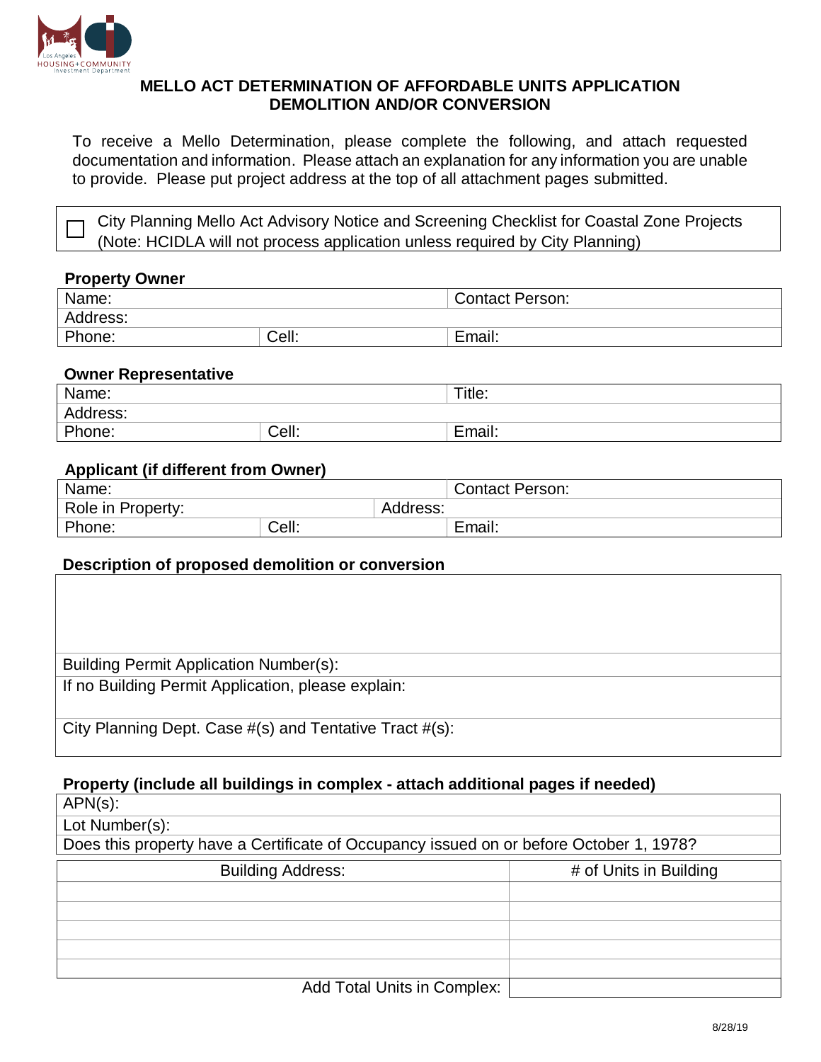## MELLO ACT DETERMINATION OF AFFORDABLE UNITS APPLICATION DEMOLITION AND/OR CONVERSION

To receive a Mello Determination, please complete the following, and attach requested documentation and information. Please attach an explanation for any information you are unable to provide. Please put project address at the top of all attachment pages submitted.

☐ City Planning Mello Act Advisory Notice and Screening Checklist for Coastal Zone Projects (Note: HCIDLA will not process application unless required by City Planning)

**Property Owner**

| Name: | | Contact Person: |
|---|---|---|
| Address: | | |
| Phone: | Cell: | Email: |

**Owner Representative**

| Name: | | Title: |
|---|---|---|
| Address: | | |
| Phone: | Cell: | Email: |

**Applicant (if different from Owner)**

| Name: | | | Contact Person: |
|---|---|---|---|
| Role in Property: | | Address: | |
| Phone: | Cell: | | Email: |

**Description of proposed demolition or conversion**

| |
|---|
| |
| Building Permit Application Number(s): |
| If no Building Permit Application, please explain: |
| City Planning Dept. Case #(s) and Tentative Tract #(s): |

**Property (include all buildings in complex - attach additional pages if needed)**

| APN(s): |
|---|
| Lot Number(s): |
| Does this property have a Certificate of Occupancy issued on or before October 1, 1978? |

| Building Address: | # of Units in Building |
|---|---|
| | |
| | |
| | |
| | |
| | |
| Add Total Units in Complex: | |

8/28/19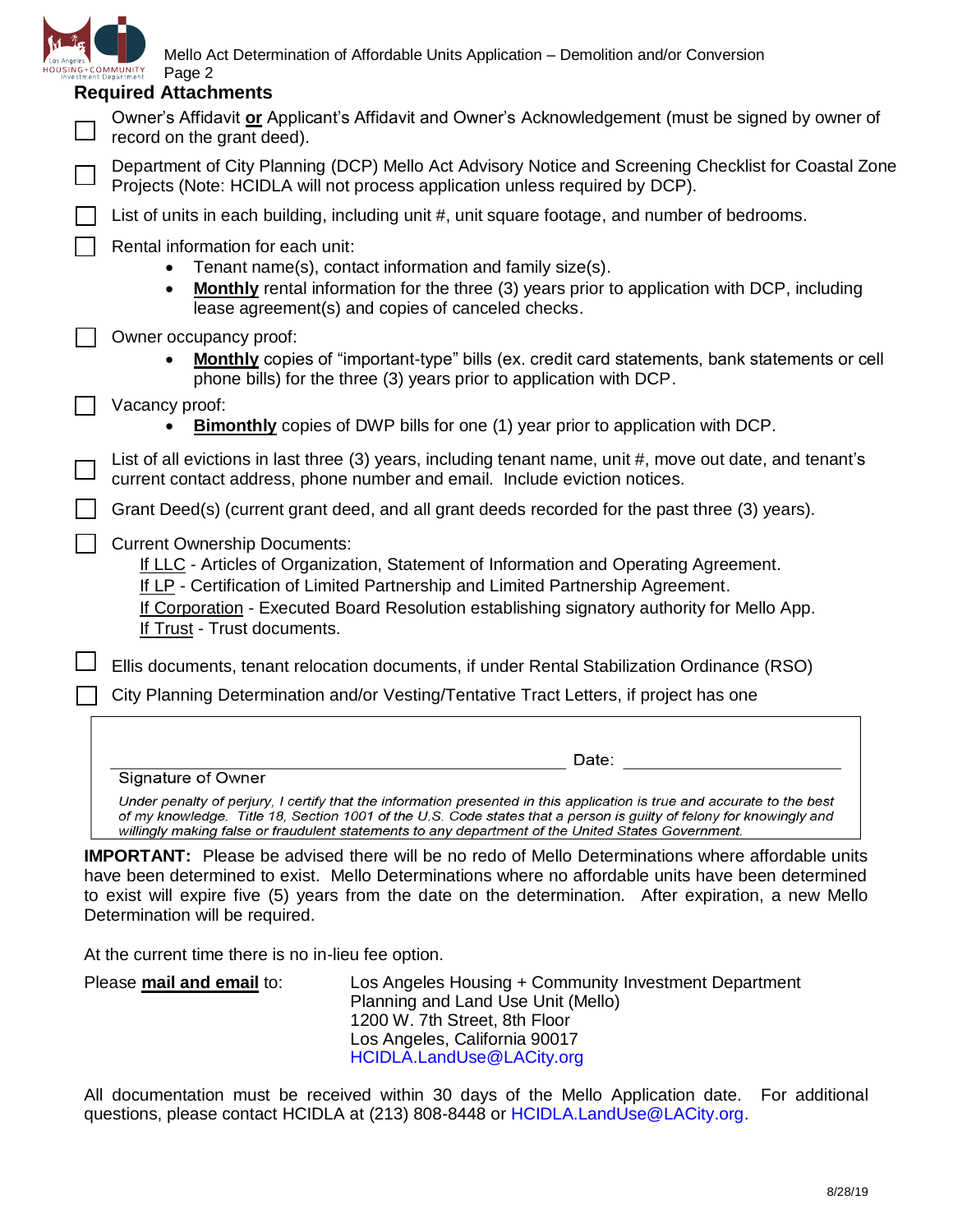## Required Attachments

- [ ] Owner's Affidavit **or** Applicant's Affidavit and Owner's Acknowledgement (must be signed by owner of record on the grant deed).
- [ ] Department of City Planning (DCP) Mello Act Advisory Notice and Screening Checklist for Coastal Zone Projects (Note: HCIDLA will not process application unless required by DCP).
- [ ] List of units in each building, including unit #, unit square footage, and number of bedrooms.
- [ ] Rental information for each unit:
  - Tenant name(s), contact information and family size(s).
  - **Monthly** rental information for the three (3) years prior to application with DCP, including lease agreement(s) and copies of canceled checks.
- [ ] Owner occupancy proof:
  - **Monthly** copies of "important-type" bills (ex. credit card statements, bank statements or cell phone bills) for the three (3) years prior to application with DCP.
- [ ] Vacancy proof:
  - **Bimonthly** copies of DWP bills for one (1) year prior to application with DCP.
- [ ] List of all evictions in last three (3) years, including tenant name, unit #, move out date, and tenant's current contact address, phone number and email. Include eviction notices.
- [ ] Grant Deed(s) (current grant deed, and all grant deeds recorded for the past three (3) years).
- [ ] Current Ownership Documents:
  - If LLC - Articles of Organization, Statement of Information and Operating Agreement.
  - If LP - Certification of Limited Partnership and Limited Partnership Agreement.
  - If Corporation - Executed Board Resolution establishing signatory authority for Mello App.
  - If Trust - Trust documents.
- [ ] Ellis documents, tenant relocation documents, if under Rental Stabilization Ordinance (RSO)
- [ ] City Planning Determination and/or Vesting/Tentative Tract Letters, if project has one

______________________________ Date: ______________

Signature of Owner

*Under penalty of perjury, I certify that the information presented in this application is true and accurate to the best of my knowledge. Title 18, Section 1001 of the U.S. Code states that a person is guilty of felony for knowingly and willingly making false or fraudulent statements to any department of the United States Government.*

**IMPORTANT:** Please be advised there will be no redo of Mello Determinations where affordable units have been determined to exist. Mello Determinations where no affordable units have been determined to exist will expire five (5) years from the date on the determination. After expiration, a new Mello Determination will be required.

At the current time there is no in-lieu fee option.

Please **mail and email** to:

Los Angeles Housing + Community Investment Department
Planning and Land Use Unit (Mello)
1200 W. 7th Street, 8th Floor
Los Angeles, California 90017
HCIDLA.LandUse@LACity.org

All documentation must be received within 30 days of the Mello Application date. For additional questions, please contact HCIDLA at (213) 808-8448 or HCIDLA.LandUse@LACity.org.

8/28/19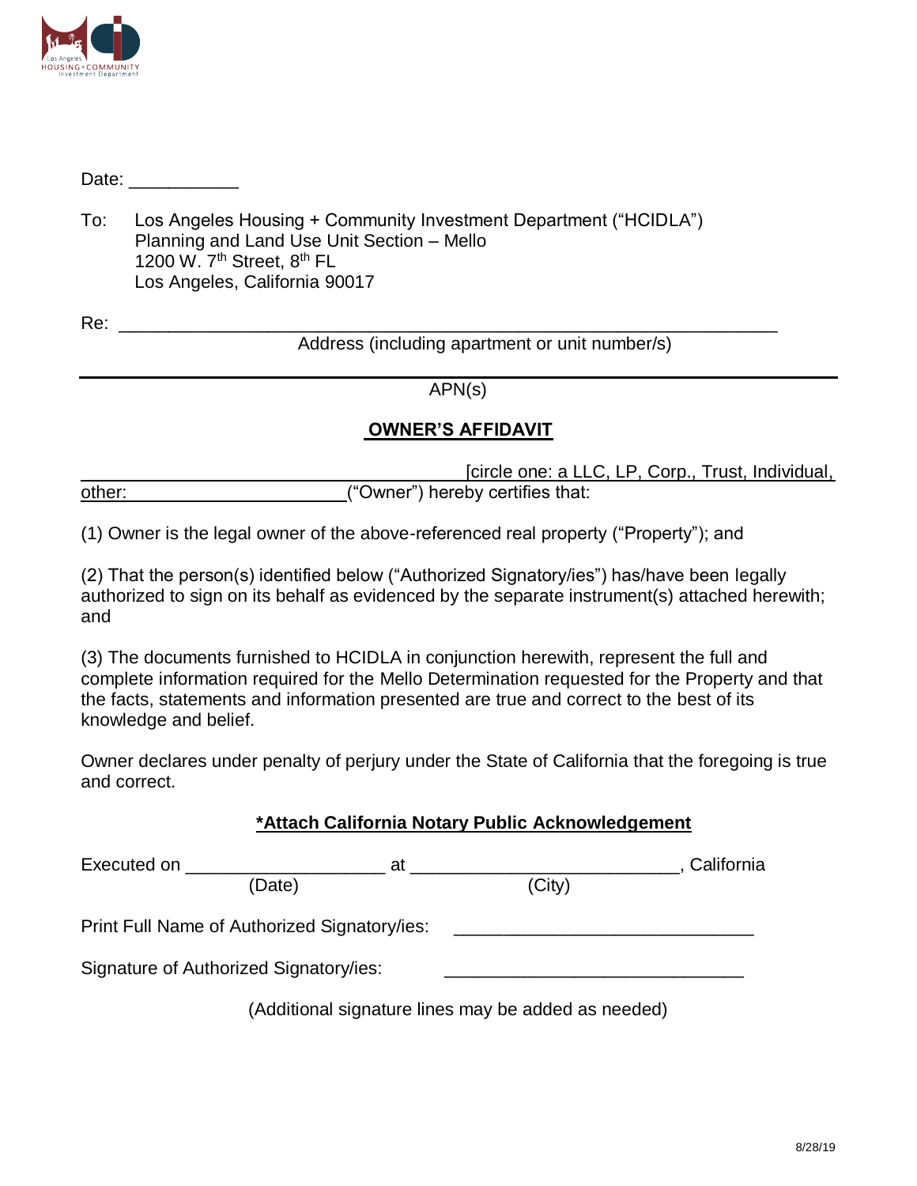Date: ___________

To: Los Angeles Housing + Community Investment Department ("HCIDLA")
Planning and Land Use Unit Section – Mello
1200 W. 7th Street, 8th FL
Los Angeles, California 90017

Re: ________________________________________________________________
Address (including apartment or unit number/s)

________________________________________________________________
APN(s)

## OWNER'S AFFIDAVIT

____________________________________ [circle one: a LLC, LP, Corp., Trust, Individual, other: ______________________] ("Owner") hereby certifies that:

(1) Owner is the legal owner of the above-referenced real property ("Property"); and

(2) That the person(s) identified below ("Authorized Signatory/ies") has/have been legally authorized to sign on its behalf as evidenced by the separate instrument(s) attached herewith; and

(3) The documents furnished to HCIDLA in conjunction herewith, represent the full and complete information required for the Mello Determination requested for the Property and that the facts, statements and information presented are true and correct to the best of its knowledge and belief.

Owner declares under penalty of perjury under the State of California that the foregoing is true and correct.

**\*Attach California Notary Public Acknowledgement**

Executed on ____________________ at __________________________, California
(Date) (City)

Print Full Name of Authorized Signatory/ies: ______________________________

Signature of Authorized Signatory/ies: ______________________________

(Additional signature lines may be added as needed)

8/28/19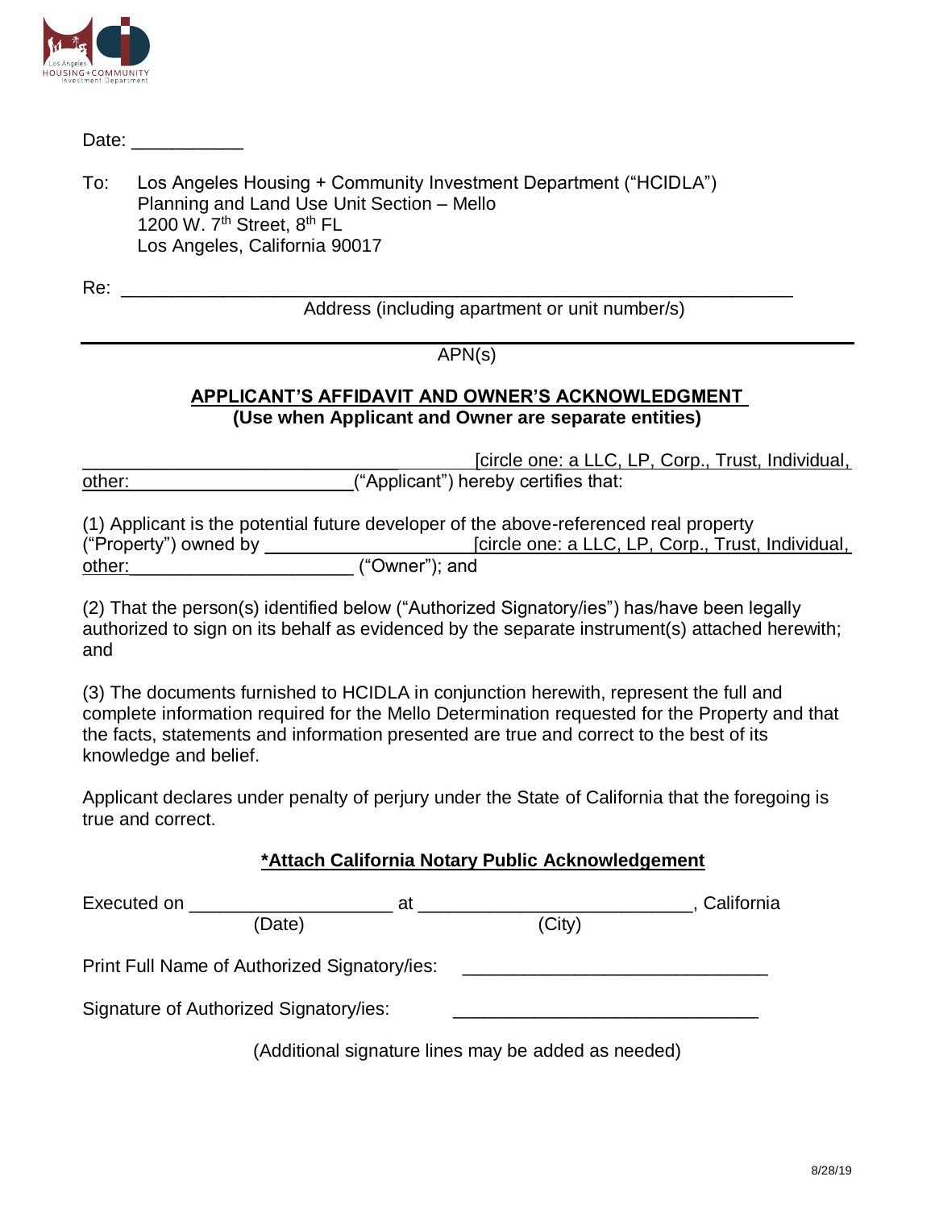Date: ___________

To: Los Angeles Housing + Community Investment Department ("HCIDLA")
Planning and Land Use Unit Section – Mello
1200 W. 7th Street, 8th FL
Los Angeles, California 90017

Re: ____________________________________________________________
Address (including apartment or unit number/s)

______________________________________________________________________
APN(s)

## APPLICANT'S AFFIDAVIT AND OWNER'S ACKNOWLEDGMENT

**(Use when Applicant and Owner are separate entities)**

________________________________________ [circle one: a LLC, LP, Corp., Trust, Individual, other: ______________________ ("Applicant") hereby certifies that:

(1) Applicant is the potential future developer of the above-referenced real property ("Property") owned by ______________________ [circle one: a LLC, LP, Corp., Trust, Individual, other: ______________________ ("Owner"); and

(2) That the person(s) identified below ("Authorized Signatory/ies") has/have been legally authorized to sign on its behalf as evidenced by the separate instrument(s) attached herewith; and

(3) The documents furnished to HCIDLA in conjunction herewith, represent the full and complete information required for the Mello Determination requested for the Property and that the facts, statements and information presented are true and correct to the best of its knowledge and belief.

Applicant declares under penalty of perjury under the State of California that the foregoing is true and correct.

**\*Attach California Notary Public Acknowledgement**

Executed on ____________________ at ___________________________, California
(Date) (City)

Print Full Name of Authorized Signatory/ies: ______________________________

Signature of Authorized Signatory/ies: ______________________________

(Additional signature lines may be added as needed)

8/28/19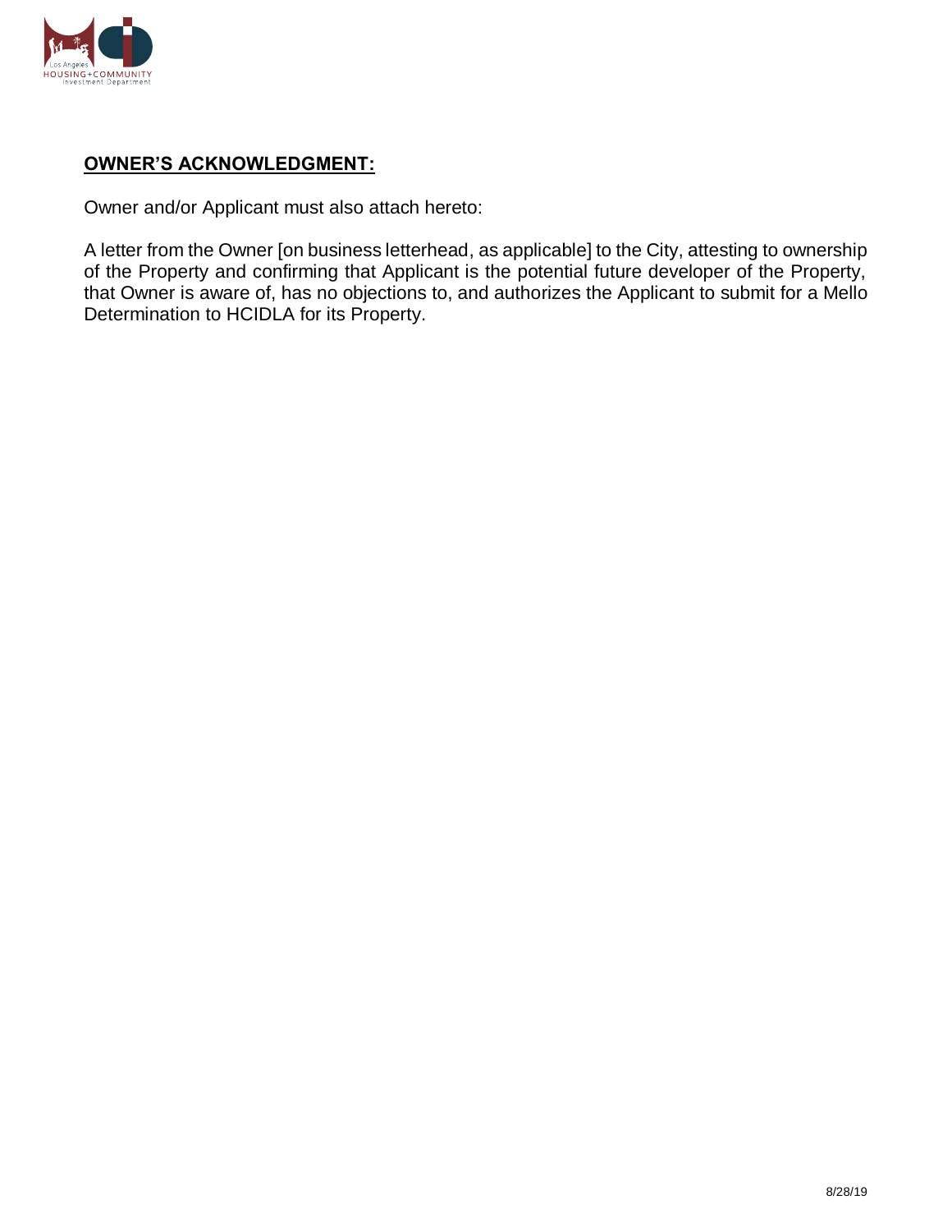## OWNER'S ACKNOWLEDGMENT:

Owner and/or Applicant must also attach hereto:

A letter from the Owner [on business letterhead, as applicable] to the City, attesting to ownership of the Property and confirming that Applicant is the potential future developer of the Property, that Owner is aware of, has no objections to, and authorizes the Applicant to submit for a Mello Determination to HCIDLA for its Property.